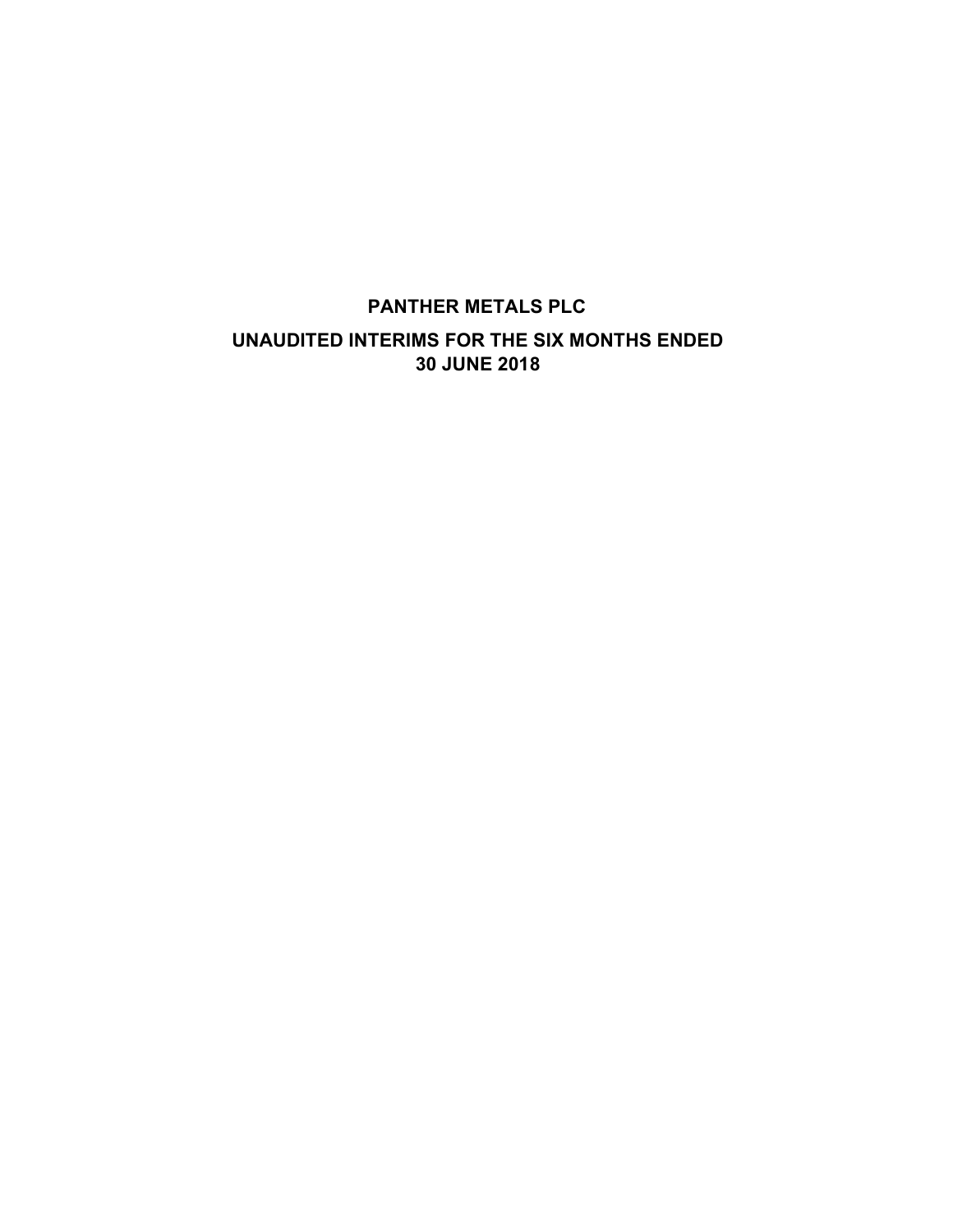# PANTHER METALS PLC

## UNAUDITED INTERIMS FOR THE SIX MONTHS ENDED 30 JUNE 2018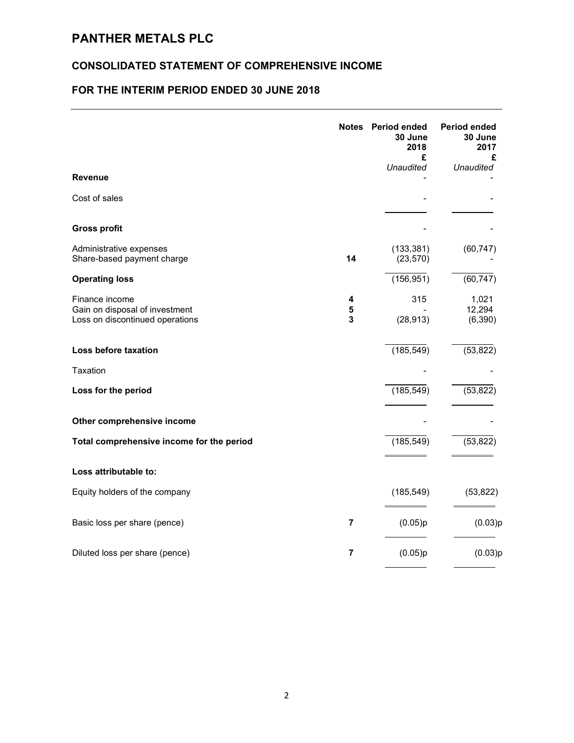# PANTHER METALS PLC

## CONSOLIDATED STATEMENT OF COMPREHENSIVE INCOME

## FOR THE INTERIM PERIOD ENDED 30 JUNE 2018

| | Notes | Period ended 30 June 2018 £ *Unaudited* | Period ended 30 June 2017 £ *Unaudited* |
|---|---|---|---|
| **Revenue** | | - | - |
| Cost of sales | | - | - |
| **Gross profit** | | - | - |
| Administrative expenses | | (133,381) | (60,747) |
| Share-based payment charge | **14** | (23,570) | - |
| **Operating loss** | | (156,951) | (60,747) |
| Finance income | **4** | 315 | 1,021 |
| Gain on disposal of investment | **5** | - | 12,294 |
| Loss on discontinued operations | **3** | (28,913) | (6,390) |
| **Loss before taxation** | | (185,549) | (53,822) |
| Taxation | | - | - |
| **Loss for the period** | | (185,549) | (53,822) |
| **Other comprehensive income** | | - | - |
| **Total comprehensive income for the period** | | (185,549) | (53,822) |
| **Loss attributable to:** | | | |
| Equity holders of the company | | (185,549) | (53,822) |
| Basic loss per share (pence) | **7** | (0.05)p | (0.03)p |
| Diluted loss per share (pence) | **7** | (0.05)p | (0.03)p |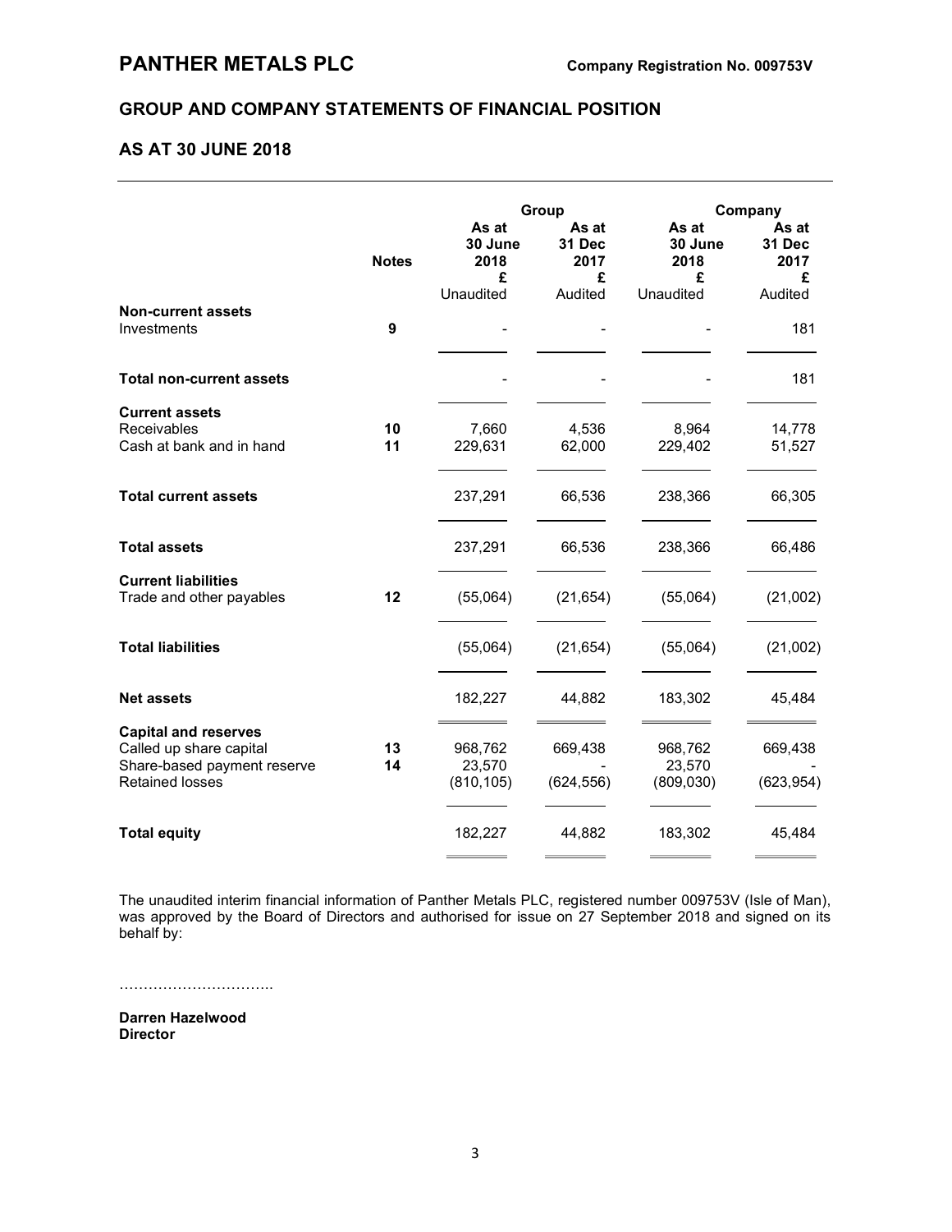# PANTHER METALS PLC

**Company Registration No. 009753V**

## GROUP AND COMPANY STATEMENTS OF FINANCIAL POSITION

## AS AT 30 JUNE 2018

| | Notes | Group | | Company | |
|---|---|---|---|---|---|
| | | As at 30 June 2018 £ Unaudited | As at 31 Dec 2017 £ Audited | As at 30 June 2018 £ Unaudited | As at 31 Dec 2017 £ Audited |
| **Non-current assets** | | | | | |
| Investments | 9 | - | - | - | 181 |
| **Total non-current assets** | | - | - | - | 181 |
| **Current assets** | | | | | |
| Receivables | 10 | 7,660 | 4,536 | 8,964 | 14,778 |
| Cash at bank and in hand | 11 | 229,631 | 62,000 | 229,402 | 51,527 |
| **Total current assets** | | 237,291 | 66,536 | 238,366 | 66,305 |
| **Total assets** | | 237,291 | 66,536 | 238,366 | 66,486 |
| **Current liabilities** | | | | | |
| Trade and other payables | 12 | (55,064) | (21,654) | (55,064) | (21,002) |
| **Total liabilities** | | (55,064) | (21,654) | (55,064) | (21,002) |
| **Net assets** | | 182,227 | 44,882 | 183,302 | 45,484 |
| **Capital and reserves** | | | | | |
| Called up share capital | 13 | 968,762 | 669,438 | 968,762 | 669,438 |
| Share-based payment reserve | 14 | 23,570 | - | 23,570 | - |
| Retained losses | | (810,105) | (624,556) | (809,030) | (623,954) |
| **Total equity** | | 182,227 | 44,882 | 183,302 | 45,484 |

The unaudited interim financial information of Panther Metals PLC, registered number 009753V (Isle of Man), was approved by the Board of Directors and authorised for issue on 27 September 2018 and signed on its behalf by:

…………………………..

**Darren Hazelwood**
**Director**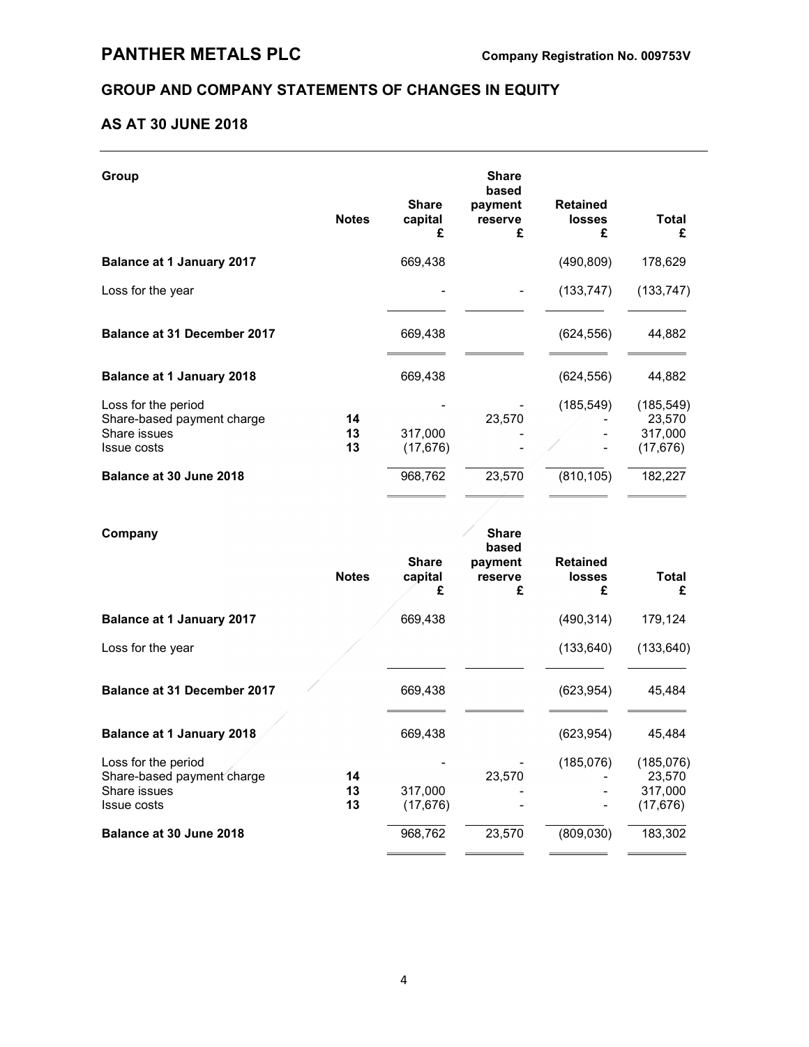# PANTHER METALS PLC

**Company Registration No. 009753V**

## GROUP AND COMPANY STATEMENTS OF CHANGES IN EQUITY

## AS AT 30 JUNE 2018

**Group**

| | Notes | Share capital £ | Share based payment reserve £ | Retained losses £ | Total £ |
|---|---|---|---|---|---|
| **Balance at 1 January 2017** | | 669,438 | | (490,809) | 178,629 |
| Loss for the year | | - | - | (133,747) | (133,747) |
| **Balance at 31 December 2017** | | 669,438 | | (624,556) | 44,882 |
| **Balance at 1 January 2018** | | 669,438 | | (624,556) | 44,882 |
| Loss for the period | | - | - | (185,549) | (185,549) |
| Share-based payment charge | 14 | | 23,570 | - | 23,570 |
| Share issues | 13 | 317,000 | - | - | 317,000 |
| Issue costs | 13 | (17,676) | - | - | (17,676) |
| **Balance at 30 June 2018** | | 968,762 | 23,570 | (810,105) | 182,227 |

**Company**

| | Notes | Share capital £ | Share based payment reserve £ | Retained losses £ | Total £ |
|---|---|---|---|---|---|
| **Balance at 1 January 2017** | | 669,438 | | (490,314) | 179,124 |
| Loss for the year | | | | (133,640) | (133,640) |
| **Balance at 31 December 2017** | | 669,438 | | (623,954) | 45,484 |
| **Balance at 1 January 2018** | | 669,438 | | (623,954) | 45,484 |
| Loss for the period | | - | - | (185,076) | (185,076) |
| Share-based payment charge | 14 | | 23,570 | - | 23,570 |
| Share issues | 13 | 317,000 | - | - | 317,000 |
| Issue costs | 13 | (17,676) | - | - | (17,676) |
| **Balance at 30 June 2018** | | 968,762 | 23,570 | (809,030) | 183,302 |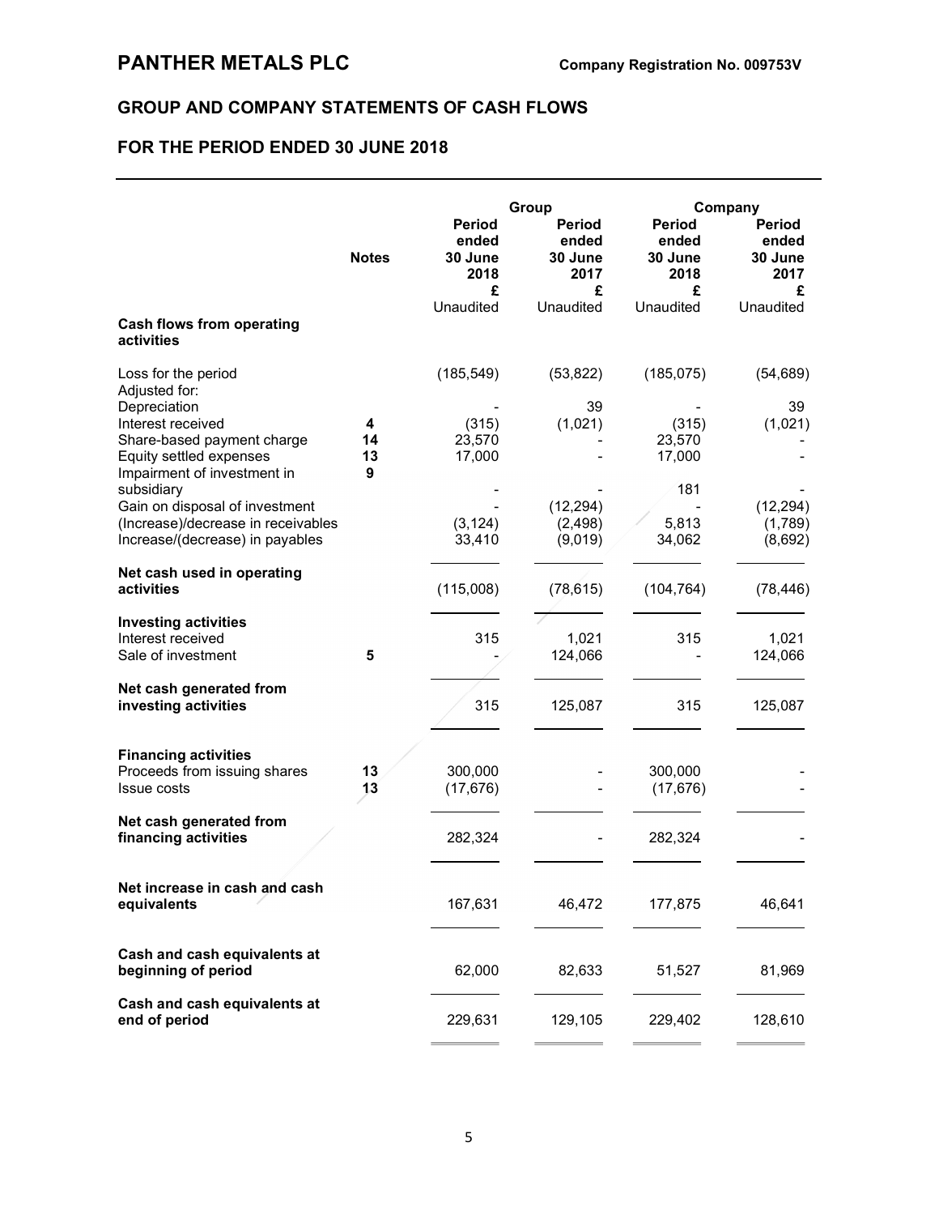# PANTHER METALS PLC

**Company Registration No. 009753V**

## GROUP AND COMPANY STATEMENTS OF CASH FLOWS

## FOR THE PERIOD ENDED 30 JUNE 2018

| | Notes | Group | | Company | |
|---|---|---|---|---|---|
| | | Period ended 30 June 2018 £ Unaudited | Period ended 30 June 2017 £ Unaudited | Period ended 30 June 2018 £ Unaudited | Period ended 30 June 2017 £ Unaudited |
| **Cash flows from operating activities** | | | | | |
| Loss for the period | | (185,549) | (53,822) | (185,075) | (54,689) |
| Adjusted for: | | | | | |
| Depreciation | | - | 39 | - | 39 |
| Interest received | 4 | (315) | (1,021) | (315) | (1,021) |
| Share-based payment charge | 14 | 23,570 | - | 23,570 | - |
| Equity settled expenses | 13 | 17,000 | - | 17,000 | - |
| Impairment of investment in subsidiary | 9 | - | - | 181 | - |
| Gain on disposal of investment | | - | (12,294) | - | (12,294) |
| (Increase)/decrease in receivables | | (3,124) | (2,498) | 5,813 | (1,789) |
| Increase/(decrease) in payables | | 33,410 | (9,019) | 34,062 | (8,692) |
| **Net cash used in operating activities** | | (115,008) | (78,615) | (104,764) | (78,446) |
| **Investing activities** | | | | | |
| Interest received | | 315 | 1,021 | 315 | 1,021 |
| Sale of investment | 5 | - | 124,066 | - | 124,066 |
| **Net cash generated from investing activities** | | 315 | 125,087 | 315 | 125,087 |
| **Financing activities** | | | | | |
| Proceeds from issuing shares | 13 | 300,000 | - | 300,000 | - |
| Issue costs | 13 | (17,676) | - | (17,676) | - |
| **Net cash generated from financing activities** | | 282,324 | - | 282,324 | - |
| **Net increase in cash and cash equivalents** | | 167,631 | 46,472 | 177,875 | 46,641 |
| **Cash and cash equivalents at beginning of period** | | 62,000 | 82,633 | 51,527 | 81,969 |
| **Cash and cash equivalents at end of period** | | 229,631 | 129,105 | 229,402 | 128,610 |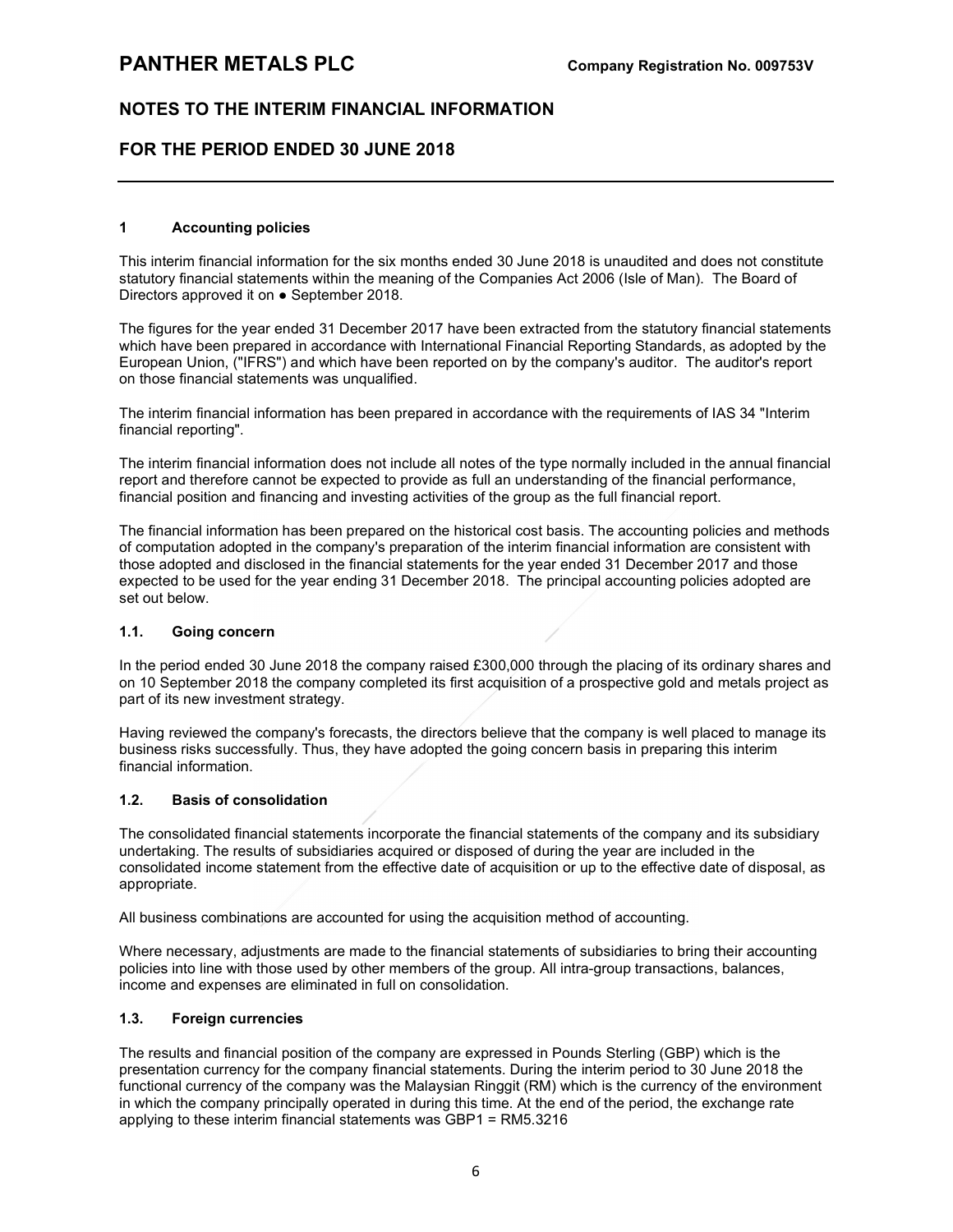# PANTHER METALS PLC

**Company Registration No. 009753V**

## NOTES TO THE INTERIM FINANCIAL INFORMATION

## FOR THE PERIOD ENDED 30 JUNE 2018

### 1 Accounting policies

This interim financial information for the six months ended 30 June 2018 is unaudited and does not constitute statutory financial statements within the meaning of the Companies Act 2006 (Isle of Man). The Board of Directors approved it on ● September 2018.

The figures for the year ended 31 December 2017 have been extracted from the statutory financial statements which have been prepared in accordance with International Financial Reporting Standards, as adopted by the European Union, ("IFRS") and which have been reported on by the company's auditor. The auditor's report on those financial statements was unqualified.

The interim financial information has been prepared in accordance with the requirements of IAS 34 "Interim financial reporting".

The interim financial information does not include all notes of the type normally included in the annual financial report and therefore cannot be expected to provide as full an understanding of the financial performance, financial position and financing and investing activities of the group as the full financial report.

The financial information has been prepared on the historical cost basis. The accounting policies and methods of computation adopted in the company's preparation of the interim financial information are consistent with those adopted and disclosed in the financial statements for the year ended 31 December 2017 and those expected to be used for the year ending 31 December 2018. The principal accounting policies adopted are set out below.

### 1.1. Going concern

In the period ended 30 June 2018 the company raised £300,000 through the placing of its ordinary shares and on 10 September 2018 the company completed its first acquisition of a prospective gold and metals project as part of its new investment strategy.

Having reviewed the company's forecasts, the directors believe that the company is well placed to manage its business risks successfully. Thus, they have adopted the going concern basis in preparing this interim financial information.

### 1.2. Basis of consolidation

The consolidated financial statements incorporate the financial statements of the company and its subsidiary undertaking. The results of subsidiaries acquired or disposed of during the year are included in the consolidated income statement from the effective date of acquisition or up to the effective date of disposal, as appropriate.

All business combinations are accounted for using the acquisition method of accounting.

Where necessary, adjustments are made to the financial statements of subsidiaries to bring their accounting policies into line with those used by other members of the group. All intra-group transactions, balances, income and expenses are eliminated in full on consolidation.

### 1.3. Foreign currencies

The results and financial position of the company are expressed in Pounds Sterling (GBP) which is the presentation currency for the company financial statements. During the interim period to 30 June 2018 the functional currency of the company was the Malaysian Ringgit (RM) which is the currency of the environment in which the company principally operated in during this time. At the end of the period, the exchange rate applying to these interim financial statements was GBP1 = RM5.3216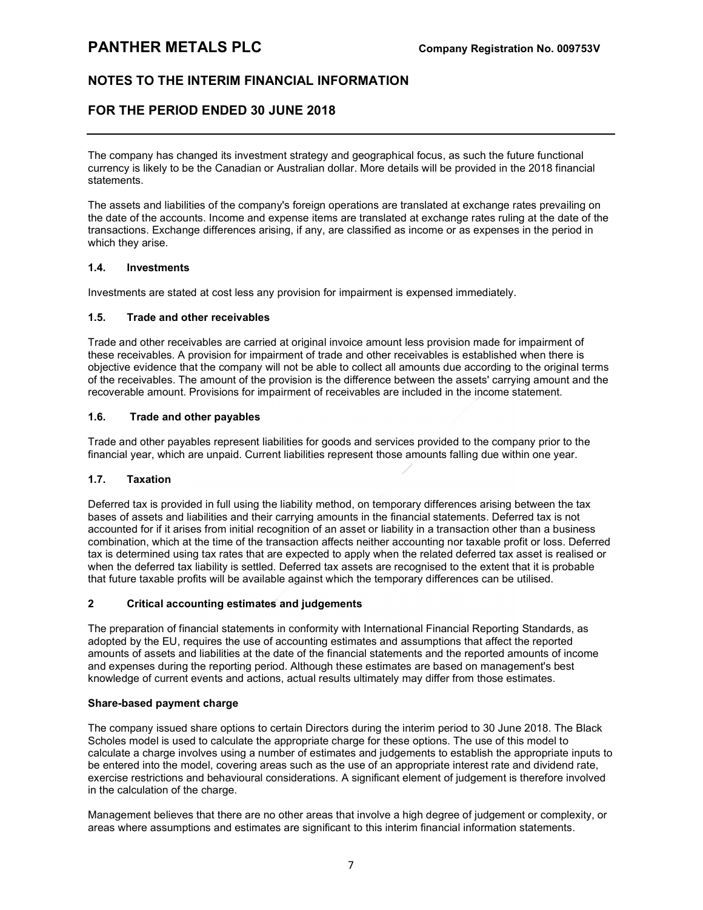The company has changed its investment strategy and geographical focus, as such the future functional currency is likely to be the Canadian or Australian dollar. More details will be provided in the 2018 financial statements.

The assets and liabilities of the company's foreign operations are translated at exchange rates prevailing on the date of the accounts. Income and expense items are translated at exchange rates ruling at the date of the transactions. Exchange differences arising, if any, are classified as income or as expenses in the period in which they arise.

### 1.4. Investments

Investments are stated at cost less any provision for impairment is expensed immediately.

### 1.5. Trade and other receivables

Trade and other receivables are carried at original invoice amount less provision made for impairment of these receivables. A provision for impairment of trade and other receivables is established when there is objective evidence that the company will not be able to collect all amounts due according to the original terms of the receivables. The amount of the provision is the difference between the assets' carrying amount and the recoverable amount. Provisions for impairment of receivables are included in the income statement.

### 1.6. Trade and other payables

Trade and other payables represent liabilities for goods and services provided to the company prior to the financial year, which are unpaid. Current liabilities represent those amounts falling due within one year.

### 1.7. Taxation

Deferred tax is provided in full using the liability method, on temporary differences arising between the tax bases of assets and liabilities and their carrying amounts in the financial statements. Deferred tax is not accounted for if it arises from initial recognition of an asset or liability in a transaction other than a business combination, which at the time of the transaction affects neither accounting nor taxable profit or loss. Deferred tax is determined using tax rates that are expected to apply when the related deferred tax asset is realised or when the deferred tax liability is settled. Deferred tax assets are recognised to the extent that it is probable that future taxable profits will be available against which the temporary differences can be utilised.

## 2 Critical accounting estimates and judgements

The preparation of financial statements in conformity with International Financial Reporting Standards, as adopted by the EU, requires the use of accounting estimates and assumptions that affect the reported amounts of assets and liabilities at the date of the financial statements and the reported amounts of income and expenses during the reporting period. Although these estimates are based on management's best knowledge of current events and actions, actual results ultimately may differ from those estimates.

**Share-based payment charge**

The company issued share options to certain Directors during the interim period to 30 June 2018. The Black Scholes model is used to calculate the appropriate charge for these options. The use of this model to calculate a charge involves using a number of estimates and judgements to establish the appropriate inputs to be entered into the model, covering areas such as the use of an appropriate interest rate and dividend rate, exercise restrictions and behavioural considerations. A significant element of judgement is therefore involved in the calculation of the charge.

Management believes that there are no other areas that involve a high degree of judgement or complexity, or areas where assumptions and estimates are significant to this interim financial information statements.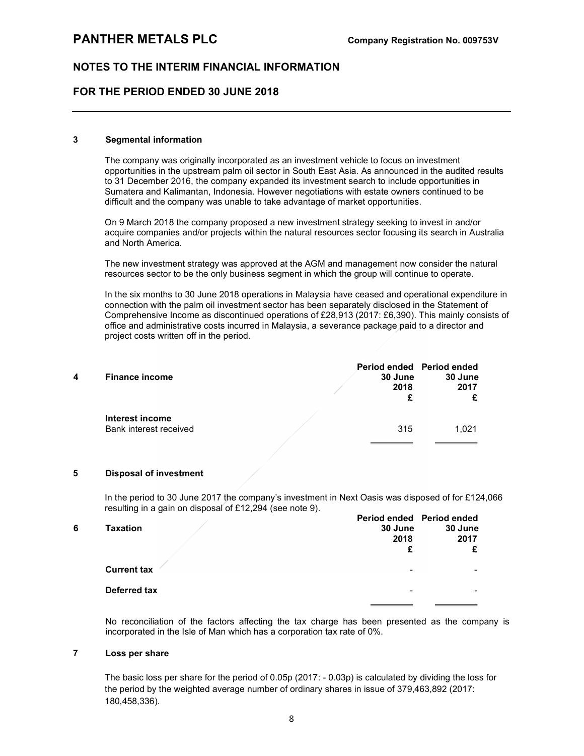# PANTHER METALS PLC

Company Registration No. 009753V

## NOTES TO THE INTERIM FINANCIAL INFORMATION

## FOR THE PERIOD ENDED 30 JUNE 2018

### 3 Segmental information

The company was originally incorporated as an investment vehicle to focus on investment opportunities in the upstream palm oil sector in South East Asia. As announced in the audited results to 31 December 2016, the company expanded its investment search to include opportunities in Sumatera and Kalimantan, Indonesia. However negotiations with estate owners continued to be difficult and the company was unable to take advantage of market opportunities.

On 9 March 2018 the company proposed a new investment strategy seeking to invest in and/or acquire companies and/or projects within the natural resources sector focusing its search in Australia and North America.

The new investment strategy was approved at the AGM and management now consider the natural resources sector to be the only business segment in which the group will continue to operate.

In the six months to 30 June 2018 operations in Malaysia have ceased and operational expenditure in connection with the palm oil investment sector has been separately disclosed in the Statement of Comprehensive Income as discontinued operations of £28,913 (2017: £6,390). This mainly consists of office and administrative costs incurred in Malaysia, a severance package paid to a director and project costs written off in the period.

### 4 Finance income

| | Period ended 30 June 2018 £ | Period ended 30 June 2017 £ |
|---|---|---|
| **Interest income** | | |
| Bank interest received | 315 | 1,021 |

### 5 Disposal of investment

In the period to 30 June 2017 the company's investment in Next Oasis was disposed of for £124,066 resulting in a gain on disposal of £12,294 (see note 9).

### 6 Taxation

| | Period ended 30 June 2018 £ | Period ended 30 June 2017 £ |
|---|---|---|
| **Current tax** | - | - |
| **Deferred tax** | - | - |

No reconciliation of the factors affecting the tax charge has been presented as the company is incorporated in the Isle of Man which has a corporation tax rate of 0%.

### 7 Loss per share

The basic loss per share for the period of 0.05p (2017: - 0.03p) is calculated by dividing the loss for the period by the weighted average number of ordinary shares in issue of 379,463,892 (2017: 180,458,336).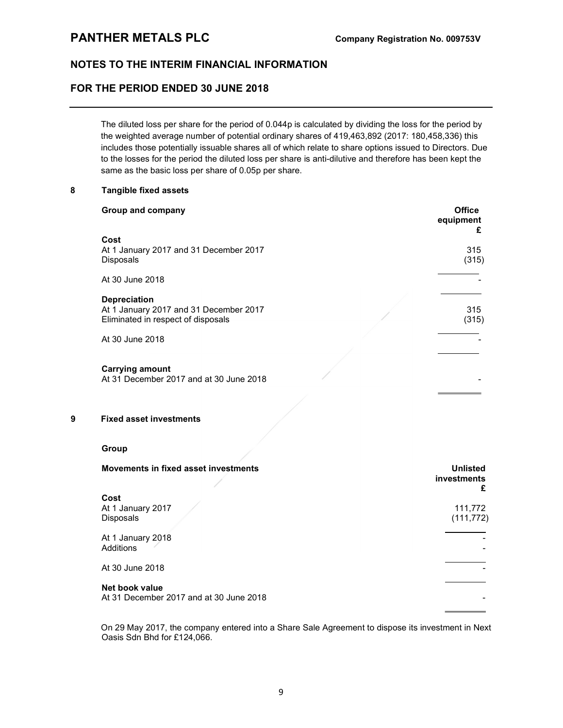The diluted loss per share for the period of 0.044p is calculated by dividing the loss for the period by the weighted average number of potential ordinary shares of 419,463,892 (2017: 180,458,336) this includes those potentially issuable shares all of which relate to share options issued to Directors. Due to the losses for the period the diluted loss per share is anti-dilutive and therefore has been kept the same as the basic loss per share of 0.05p per share.

## 8 Tangible fixed assets

| **Group and company** | **Office equipment £** |
|---|---|
| **Cost** | |
| At 1 January 2017 and 31 December 2017 | 315 |
| Disposals | (315) |
| At 30 June 2018 | - |
| **Depreciation** | |
| At 1 January 2017 and 31 December 2017 | 315 |
| Eliminated in respect of disposals | (315) |
| At 30 June 2018 | - |
| **Carrying amount** | |
| At 31 December 2017 and at 30 June 2018 | - |

## 9 Fixed asset investments

**Group**

| **Movements in fixed asset investments** | **Unlisted investments £** |
|---|---|
| **Cost** | |
| At 1 January 2017 | 111,772 |
| Disposals | (111,772) |
| At 1 January 2018 | - |
| Additions | - |
| At 30 June 2018 | - |
| **Net book value** | |
| At 31 December 2017 and at 30 June 2018 | - |

On 29 May 2017, the company entered into a Share Sale Agreement to dispose its investment in Next Oasis Sdn Bhd for £124,066.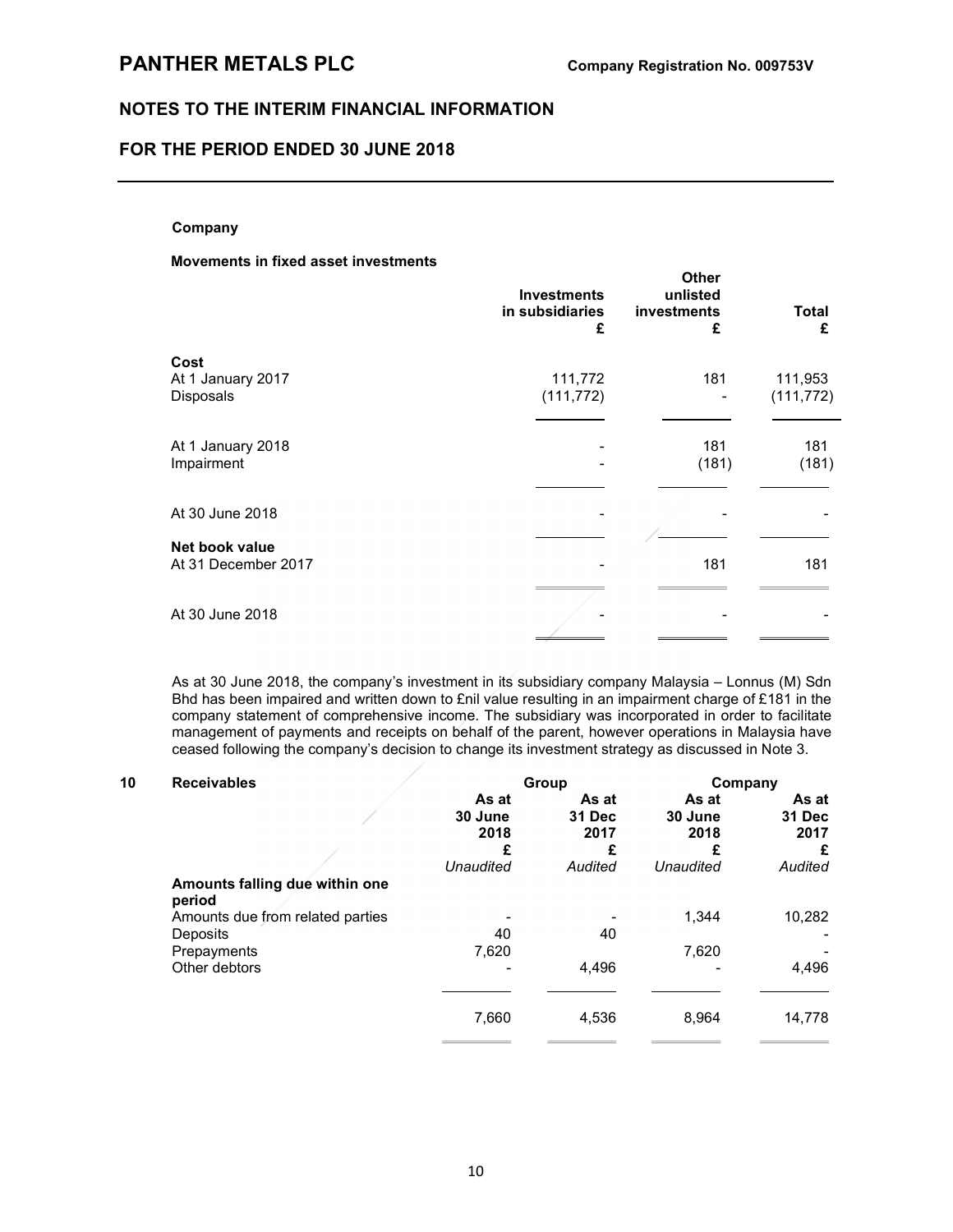**Company**

**Movements in fixed asset investments**

| | Investments in subsidiaries £ | Other unlisted investments £ | Total £ |
|---|---|---|---|
| **Cost** | | | |
| At 1 January 2017 | 111,772 | 181 | 111,953 |
| Disposals | (111,772) | - | (111,772) |
| At 1 January 2018 | - | 181 | 181 |
| Impairment | - | (181) | (181) |
| At 30 June 2018 | - | - | - |
| **Net book value** | | | |
| At 31 December 2017 | - | 181 | 181 |
| At 30 June 2018 | - | - | - |

As at 30 June 2018, the company's investment in its subsidiary company Malaysia – Lonnus (M) Sdn Bhd has been impaired and written down to £nil value resulting in an impairment charge of £181 in the company statement of comprehensive income. The subsidiary was incorporated in order to facilitate management of payments and receipts on behalf of the parent, however operations in Malaysia have ceased following the company's decision to change its investment strategy as discussed in Note 3.

## 10 Receivables

| | Group | | Company | |
|---|---|---|---|---|
| | As at 30 June 2018 £ *Unaudited* | As at 31 Dec 2017 £ *Audited* | As at 30 June 2018 £ *Unaudited* | As at 31 Dec 2017 £ *Audited* |
| **Amounts falling due within one period** | | | | |
| Amounts due from related parties | - | - | 1,344 | 10,282 |
| Deposits | 40 | 40 | | - |
| Prepayments | 7,620 | | 7,620 | - |
| Other debtors | - | 4,496 | - | 4,496 |
| | 7,660 | 4,536 | 8,964 | 14,778 |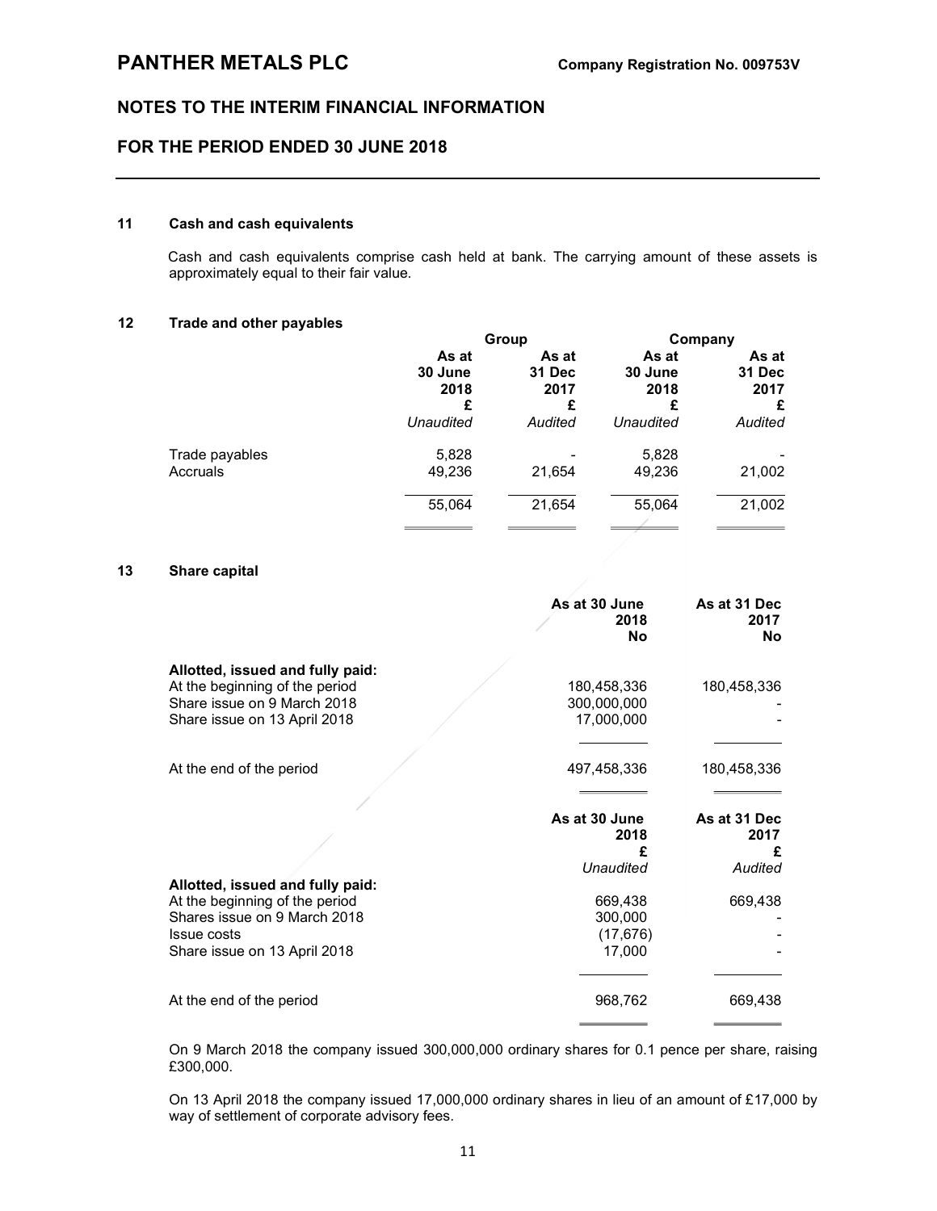# PANTHER METALS PLC

**Company Registration No. 009753V**

## NOTES TO THE INTERIM FINANCIAL INFORMATION

## FOR THE PERIOD ENDED 30 JUNE 2018

### 11 Cash and cash equivalents

Cash and cash equivalents comprise cash held at bank. The carrying amount of these assets is approximately equal to their fair value.

### 12 Trade and other payables

| | Group | | Company | |
|---|---|---|---|---|
| | As at 30 June 2018 £ *Unaudited* | As at 31 Dec 2017 £ *Audited* | As at 30 June 2018 £ *Unaudited* | As at 31 Dec 2017 £ *Audited* |
| Trade payables | 5,828 | - | 5,828 | - |
| Accruals | 49,236 | 21,654 | 49,236 | 21,002 |
| | 55,064 | 21,654 | 55,064 | 21,002 |

### 13 Share capital

| | As at 30 June 2018 No | As at 31 Dec 2017 No |
|---|---|---|
| **Allotted, issued and fully paid:** | | |
| At the beginning of the period | 180,458,336 | 180,458,336 |
| Share issue on 9 March 2018 | 300,000,000 | - |
| Share issue on 13 April 2018 | 17,000,000 | - |
| At the end of the period | 497,458,336 | 180,458,336 |

| | As at 30 June 2018 £ *Unaudited* | As at 31 Dec 2017 £ *Audited* |
|---|---|---|
| **Allotted, issued and fully paid:** | | |
| At the beginning of the period | 669,438 | 669,438 |
| Shares issue on 9 March 2018 | 300,000 | - |
| Issue costs | (17,676) | - |
| Share issue on 13 April 2018 | 17,000 | - |
| At the end of the period | 968,762 | 669,438 |

On 9 March 2018 the company issued 300,000,000 ordinary shares for 0.1 pence per share, raising £300,000.

On 13 April 2018 the company issued 17,000,000 ordinary shares in lieu of an amount of £17,000 by way of settlement of corporate advisory fees.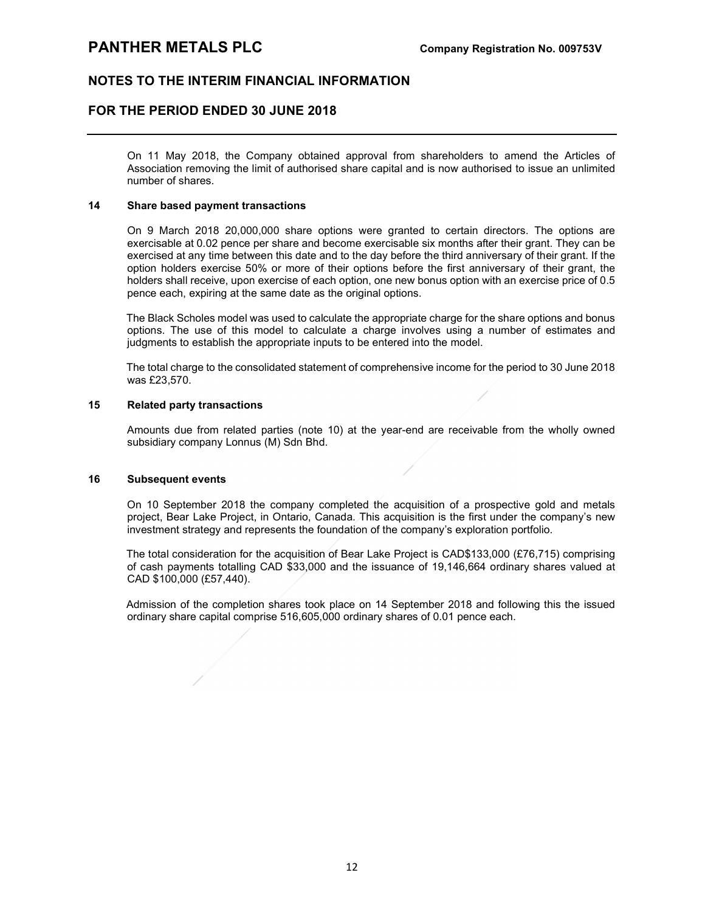On 11 May 2018, the Company obtained approval from shareholders to amend the Articles of Association removing the limit of authorised share capital and is now authorised to issue an unlimited number of shares.

## 14 Share based payment transactions

On 9 March 2018 20,000,000 share options were granted to certain directors. The options are exercisable at 0.02 pence per share and become exercisable six months after their grant. They can be exercised at any time between this date and to the day before the third anniversary of their grant. If the option holders exercise 50% or more of their options before the first anniversary of their grant, the holders shall receive, upon exercise of each option, one new bonus option with an exercise price of 0.5 pence each, expiring at the same date as the original options.

The Black Scholes model was used to calculate the appropriate charge for the share options and bonus options. The use of this model to calculate a charge involves using a number of estimates and judgments to establish the appropriate inputs to be entered into the model.

The total charge to the consolidated statement of comprehensive income for the period to 30 June 2018 was £23,570.

## 15 Related party transactions

Amounts due from related parties (note 10) at the year-end are receivable from the wholly owned subsidiary company Lonnus (M) Sdn Bhd.

## 16 Subsequent events

On 10 September 2018 the company completed the acquisition of a prospective gold and metals project, Bear Lake Project, in Ontario, Canada. This acquisition is the first under the company's new investment strategy and represents the foundation of the company's exploration portfolio.

The total consideration for the acquisition of Bear Lake Project is CAD$133,000 (£76,715) comprising of cash payments totalling CAD $33,000 and the issuance of 19,146,664 ordinary shares valued at CAD $100,000 (£57,440).

Admission of the completion shares took place on 14 September 2018 and following this the issued ordinary share capital comprise 516,605,000 ordinary shares of 0.01 pence each.